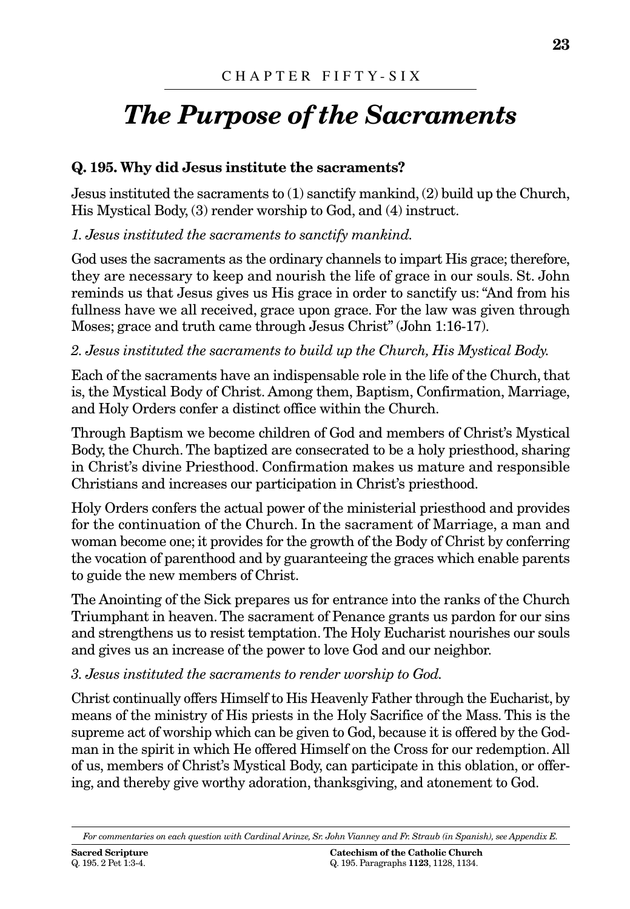CHAPTER FIFTY-SIX

# *The Purpose of the Sacraments*

**Q. 195. Why did Jesus institute the sacraments?**

Jesus instituted the sacraments to (1) sanctify mankind, (2) build up the Church, His Mystical Body, (3) render worship to God, and (4) instruct.

*1. Jesus instituted the sacraments to sanctify mankind.*

God uses the sacraments as the ordinary channels to impart His grace; therefore, they are necessary to keep and nourish the life of grace in our souls. St. John reminds us that Jesus gives us His grace in order to sanctify us: "And from his fullness have we all received, grace upon grace. For the law was given through Moses; grace and truth came through Jesus Christ" (John 1:16-17).

*2. Jesus instituted the sacraments to build up the Church, His Mystical Body.*

Each of the sacraments have an indispensable role in the life of the Church, that is, the Mystical Body of Christ. Among them, Baptism, Confirmation, Marriage, and Holy Orders confer a distinct office within the Church.

Through Baptism we become children of God and members of Christ's Mystical Body, the Church. The baptized are consecrated to be a holy priesthood, sharing in Christ's divine Priesthood. Confirmation makes us mature and responsible Christians and increases our participation in Christ's priesthood.

Holy Orders confers the actual power of the ministerial priesthood and provides for the continuation of the Church. In the sacrament of Marriage, a man and woman become one; it provides for the growth of the Body of Christ by conferring the vocation of parenthood and by guaranteeing the graces which enable parents to guide the new members of Christ.

The Anointing of the Sick prepares us for entrance into the ranks of the Church Triumphant in heaven. The sacrament of Penance grants us pardon for our sins and strengthens us to resist temptation. The Holy Eucharist nourishes our souls and gives us an increase of the power to love God and our neighbor.

*3. Jesus instituted the sacraments to render worship to God.*

Christ continually offers Himself to His Heavenly Father through the Eucharist, by means of the ministry of His priests in the Holy Sacrifice of the Mass. This is the supreme act of worship which can be given to God, because it is offered by the God-man in the spirit in which He offered Himself on the Cross for our redemption. All of us, members of Christ's Mystical Body, can participate in this oblation, or offering, and thereby give worthy adoration, thanksgiving, and atonement to God.

---

*For commentaries on each question with Cardinal Arinze, Sr. John Vianney and Fr. Straub (in Spanish), see Appendix E.*

**Sacred Scripture**
Q. 195. 2 Pet 1:3-4.

**Catechism of the Catholic Church**
Q. 195. Paragraphs **1123**, 1128, 1134.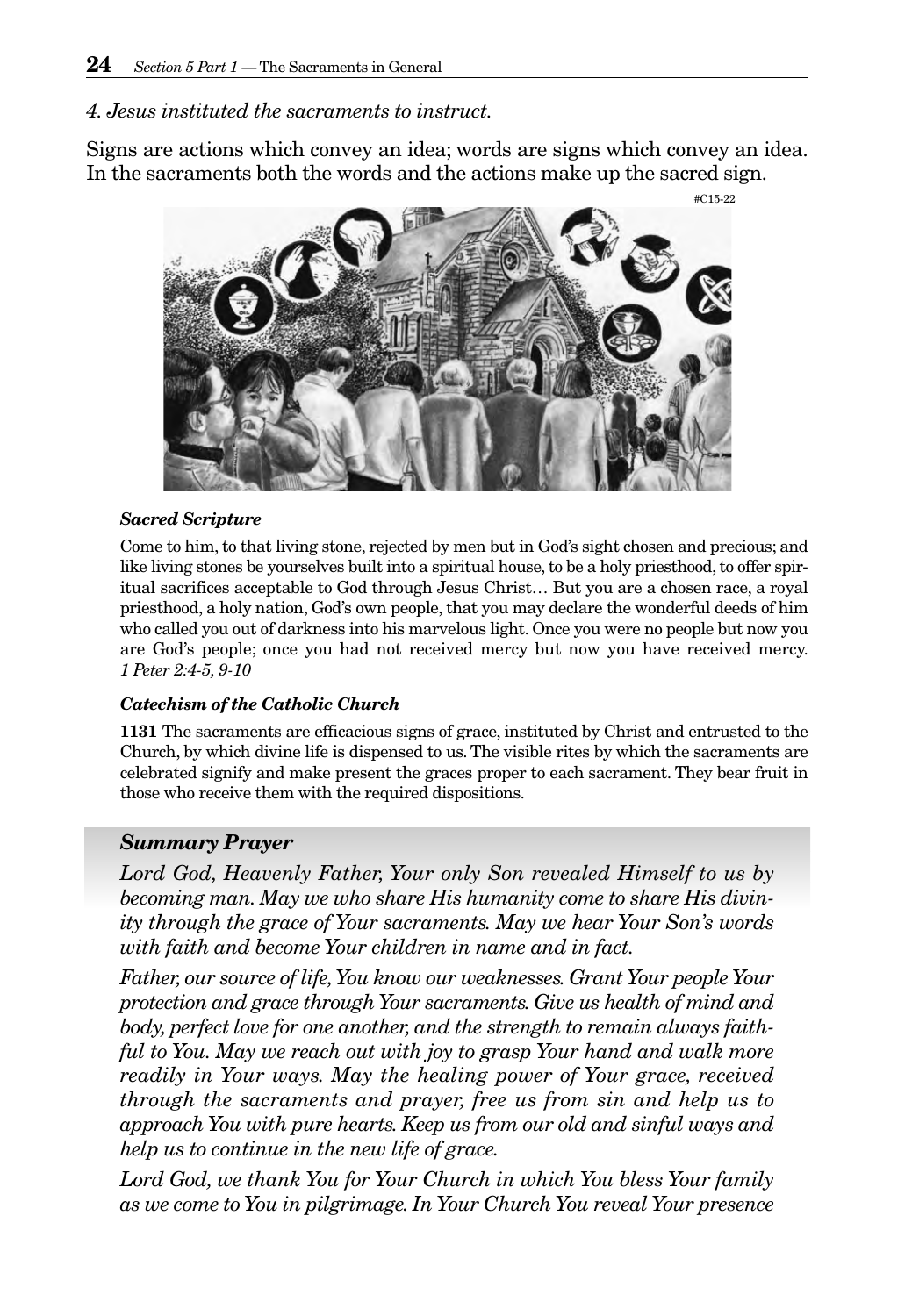*4. Jesus instituted the sacraments to instruct.*

Signs are actions which convey an idea; words are signs which convey an idea. In the sacraments both the words and the actions make up the sacred sign.

#C15-22

***Sacred Scripture***

Come to him, to that living stone, rejected by men but in God's sight chosen and precious; and like living stones be yourselves built into a spiritual house, to be a holy priesthood, to offer spiritual sacrifices acceptable to God through Jesus Christ… But you are a chosen race, a royal priesthood, a holy nation, God's own people, that you may declare the wonderful deeds of him who called you out of darkness into his marvelous light. Once you were no people but now you are God's people; once you had not received mercy but now you have received mercy. *1 Peter 2:4-5, 9-10*

***Catechism of the Catholic Church***

**1131** The sacraments are efficacious signs of grace, instituted by Christ and entrusted to the Church, by which divine life is dispensed to us. The visible rites by which the sacraments are celebrated signify and make present the graces proper to each sacrament. They bear fruit in those who receive them with the required dispositions.

### *Summary Prayer*

*Lord God, Heavenly Father, Your only Son revealed Himself to us by becoming man. May we who share His humanity come to share His divinity through the grace of Your sacraments. May we hear Your Son's words with faith and become Your children in name and in fact.*

*Father, our source of life, You know our weaknesses. Grant Your people Your protection and grace through Your sacraments. Give us health of mind and body, perfect love for one another, and the strength to remain always faithful to You. May we reach out with joy to grasp Your hand and walk more readily in Your ways. May the healing power of Your grace, received through the sacraments and prayer, free us from sin and help us to approach You with pure hearts. Keep us from our old and sinful ways and help us to continue in the new life of grace.*

*Lord God, we thank You for Your Church in which You bless Your family as we come to You in pilgrimage. In Your Church You reveal Your presence*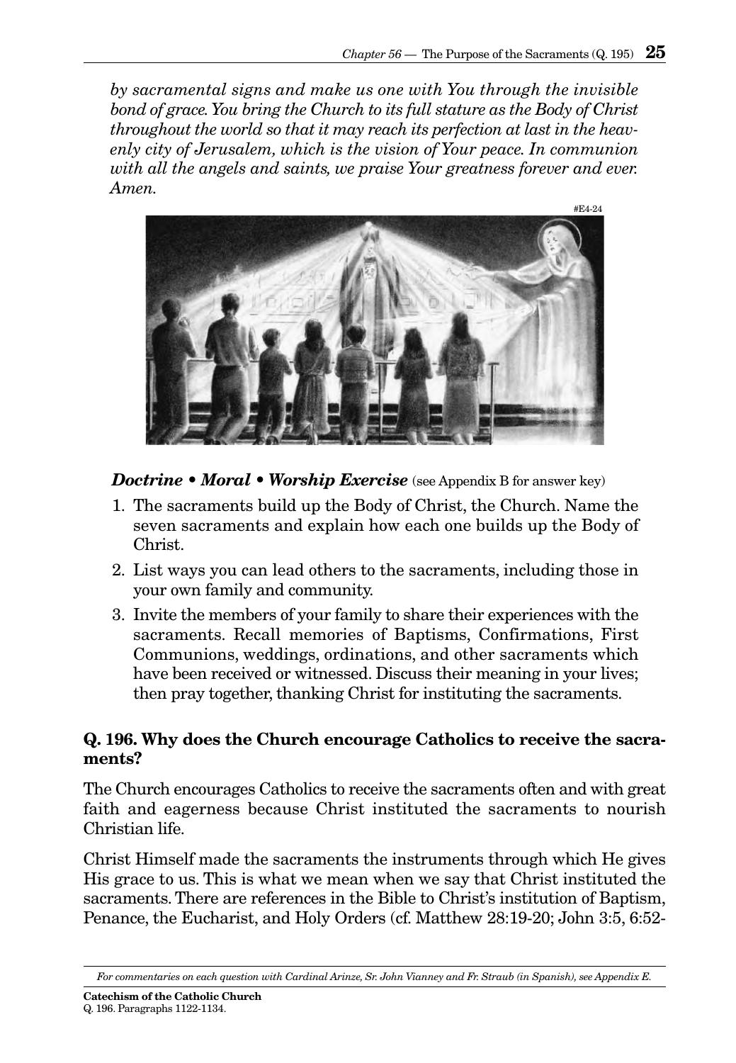*by sacramental signs and make us one with You through the invisible bond of grace. You bring the Church to its full stature as the Body of Christ throughout the world so that it may reach its perfection at last in the heavenly city of Jerusalem, which is the vision of Your peace. In communion with all the angels and saints, we praise Your greatness forever and ever. Amen.*

#E4-24

***Doctrine • Moral • Worship Exercise*** (see Appendix B for answer key)

1. The sacraments build up the Body of Christ, the Church. Name the seven sacraments and explain how each one builds up the Body of Christ.
2. List ways you can lead others to the sacraments, including those in your own family and community.
3. Invite the members of your family to share their experiences with the sacraments. Recall memories of Baptisms, Confirmations, First Communions, weddings, ordinations, and other sacraments which have been received or witnessed. Discuss their meaning in your lives; then pray together, thanking Christ for instituting the sacraments.

**Q. 196. Why does the Church encourage Catholics to receive the sacraments?**

The Church encourages Catholics to receive the sacraments often and with great faith and eagerness because Christ instituted the sacraments to nourish Christian life.

Christ Himself made the sacraments the instruments through which He gives His grace to us. This is what we mean when we say that Christ instituted the sacraments. There are references in the Bible to Christ's institution of Baptism, Penance, the Eucharist, and Holy Orders (cf. Matthew 28:19-20; John 3:5, 6:52-

*For commentaries on each question with Cardinal Arinze, Sr. John Vianney and Fr. Straub (in Spanish), see Appendix E.*

**Catechism of the Catholic Church**
Q. 196. Paragraphs 1122-1134.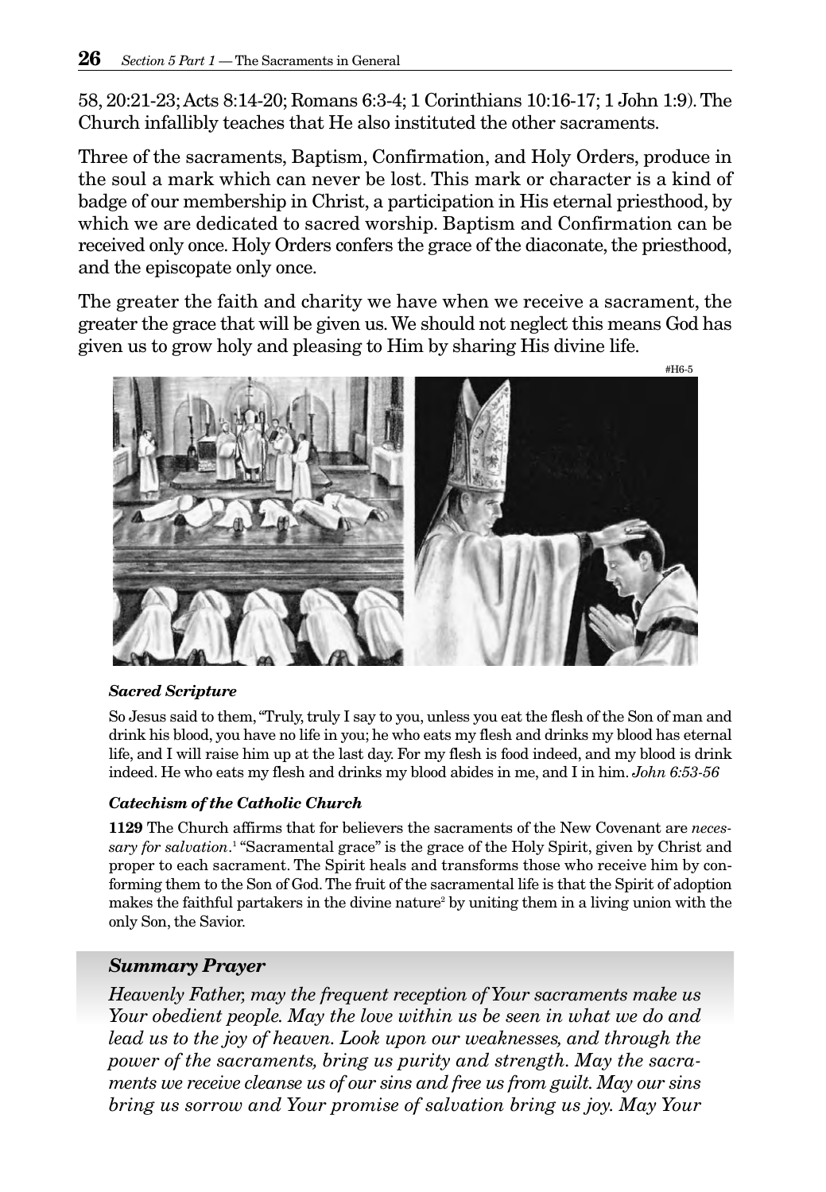58, 20:21-23; Acts 8:14-20; Romans 6:3-4; 1 Corinthians 10:16-17; 1 John 1:9). The Church infallibly teaches that He also instituted the other sacraments.

Three of the sacraments, Baptism, Confirmation, and Holy Orders, produce in the soul a mark which can never be lost. This mark or character is a kind of badge of our membership in Christ, a participation in His eternal priesthood, by which we are dedicated to sacred worship. Baptism and Confirmation can be received only once. Holy Orders confers the grace of the diaconate, the priesthood, and the episcopate only once.

The greater the faith and charity we have when we receive a sacrament, the greater the grace that will be given us. We should not neglect this means God has given us to grow holy and pleasing to Him by sharing His divine life.

#H6-5

***Sacred Scripture***

So Jesus said to them, "Truly, truly I say to you, unless you eat the flesh of the Son of man and drink his blood, you have no life in you; he who eats my flesh and drinks my blood has eternal life, and I will raise him up at the last day. For my flesh is food indeed, and my blood is drink indeed. He who eats my flesh and drinks my blood abides in me, and I in him. *John 6:53-56*

***Catechism of the Catholic Church***

**1129** The Church affirms that for believers the sacraments of the New Covenant are *necessary for salvation*.[1] "Sacramental grace" is the grace of the Holy Spirit, given by Christ and proper to each sacrament. The Spirit heals and transforms those who receive him by conforming them to the Son of God. The fruit of the sacramental life is that the Spirit of adoption makes the faithful partakers in the divine nature[2] by uniting them in a living union with the only Son, the Savior.

## *Summary Prayer*

*Heavenly Father, may the frequent reception of Your sacraments make us Your obedient people. May the love within us be seen in what we do and lead us to the joy of heaven. Look upon our weaknesses, and through the power of the sacraments, bring us purity and strength. May the sacraments we receive cleanse us of our sins and free us from guilt. May our sins bring us sorrow and Your promise of salvation bring us joy. May Your*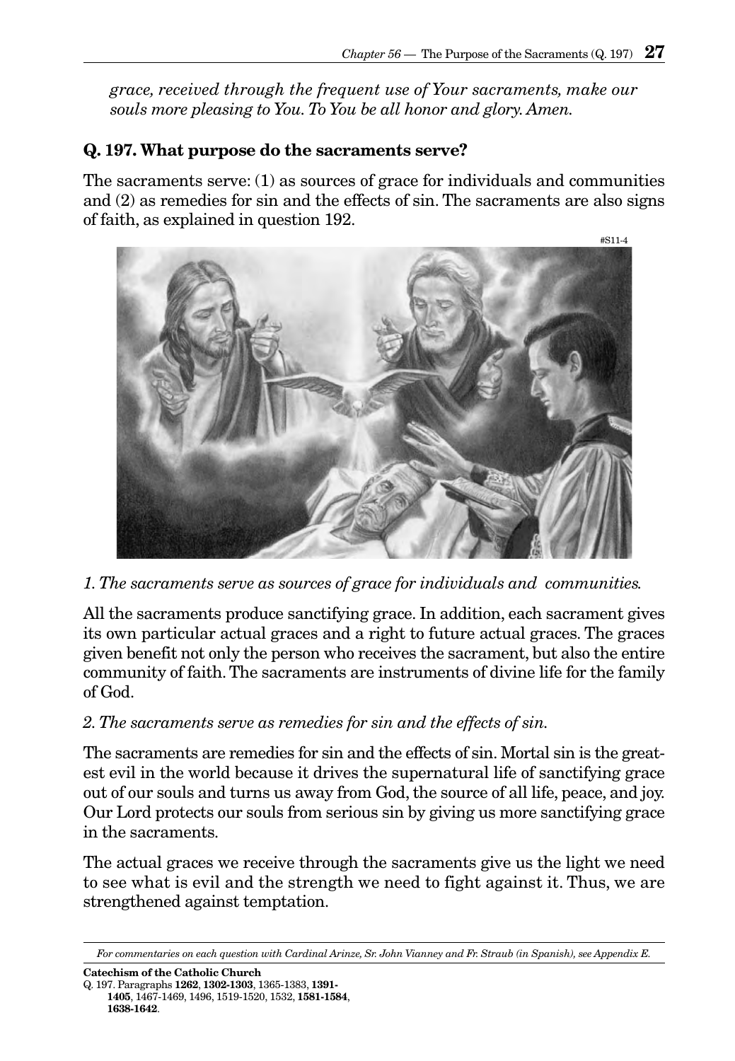*grace, received through the frequent use of Your sacraments, make our souls more pleasing to You. To You be all honor and glory. Amen.*

### Q. 197. What purpose do the sacraments serve?

The sacraments serve: (1) as sources of grace for individuals and communities and (2) as remedies for sin and the effects of sin. The sacraments are also signs of faith, as explained in question 192.

#S11-4

*1. The sacraments serve as sources of grace for individuals and communities.*

All the sacraments produce sanctifying grace. In addition, each sacrament gives its own particular actual graces and a right to future actual graces. The graces given benefit not only the person who receives the sacrament, but also the entire community of faith. The sacraments are instruments of divine life for the family of God.

*2. The sacraments serve as remedies for sin and the effects of sin.*

The sacraments are remedies for sin and the effects of sin. Mortal sin is the greatest evil in the world because it drives the supernatural life of sanctifying grace out of our souls and turns us away from God, the source of all life, peace, and joy. Our Lord protects our souls from serious sin by giving us more sanctifying grace in the sacraments.

The actual graces we receive through the sacraments give us the light we need to see what is evil and the strength we need to fight against it. Thus, we are strengthened against temptation.

---

*For commentaries on each question with Cardinal Arinze, Sr. John Vianney and Fr. Straub (in Spanish), see Appendix E.*

**Catechism of the Catholic Church**
Q. 197. Paragraphs **1262**, **1302-1303**, 1365-1383, **1391-1405**, 1467-1469, 1496, 1519-1520, 1532, **1581-1584**, **1638-1642**.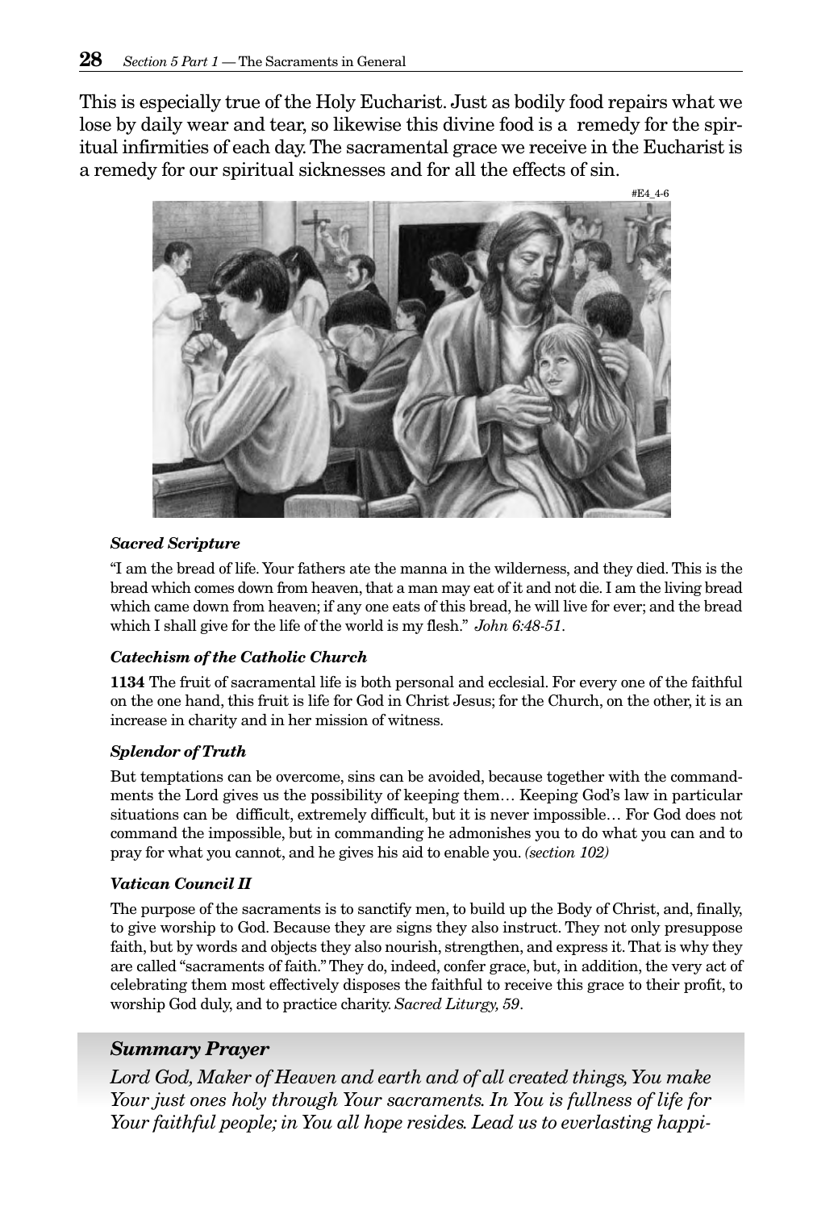This is especially true of the Holy Eucharist. Just as bodily food repairs what we lose by daily wear and tear, so likewise this divine food is a remedy for the spiritual infirmities of each day. The sacramental grace we receive in the Eucharist is a remedy for our spiritual sicknesses and for all the effects of sin.

#E4_4-6

#### *Sacred Scripture*

"I am the bread of life. Your fathers ate the manna in the wilderness, and they died. This is the bread which comes down from heaven, that a man may eat of it and not die. I am the living bread which came down from heaven; if any one eats of this bread, he will live for ever; and the bread which I shall give for the life of the world is my flesh." *John 6:48-51*.

#### *Catechism of the Catholic Church*

**1134** The fruit of sacramental life is both personal and ecclesial. For every one of the faithful on the one hand, this fruit is life for God in Christ Jesus; for the Church, on the other, it is an increase in charity and in her mission of witness.

#### *Splendor of Truth*

But temptations can be overcome, sins can be avoided, because together with the commandments the Lord gives us the possibility of keeping them… Keeping God's law in particular situations can be difficult, extremely difficult, but it is never impossible… For God does not command the impossible, but in commanding he admonishes you to do what you can and to pray for what you cannot, and he gives his aid to enable you. *(section 102)*

#### *Vatican Council II*

The purpose of the sacraments is to sanctify men, to build up the Body of Christ, and, finally, to give worship to God. Because they are signs they also instruct. They not only presuppose faith, but by words and objects they also nourish, strengthen, and express it. That is why they are called "sacraments of faith." They do, indeed, confer grace, but, in addition, the very act of celebrating them most effectively disposes the faithful to receive this grace to their profit, to worship God duly, and to practice charity. *Sacred Liturgy, 59*.

### *Summary Prayer*

*Lord God, Maker of Heaven and earth and of all created things, You make Your just ones holy through Your sacraments. In You is fullness of life for Your faithful people; in You all hope resides. Lead us to everlasting happi-*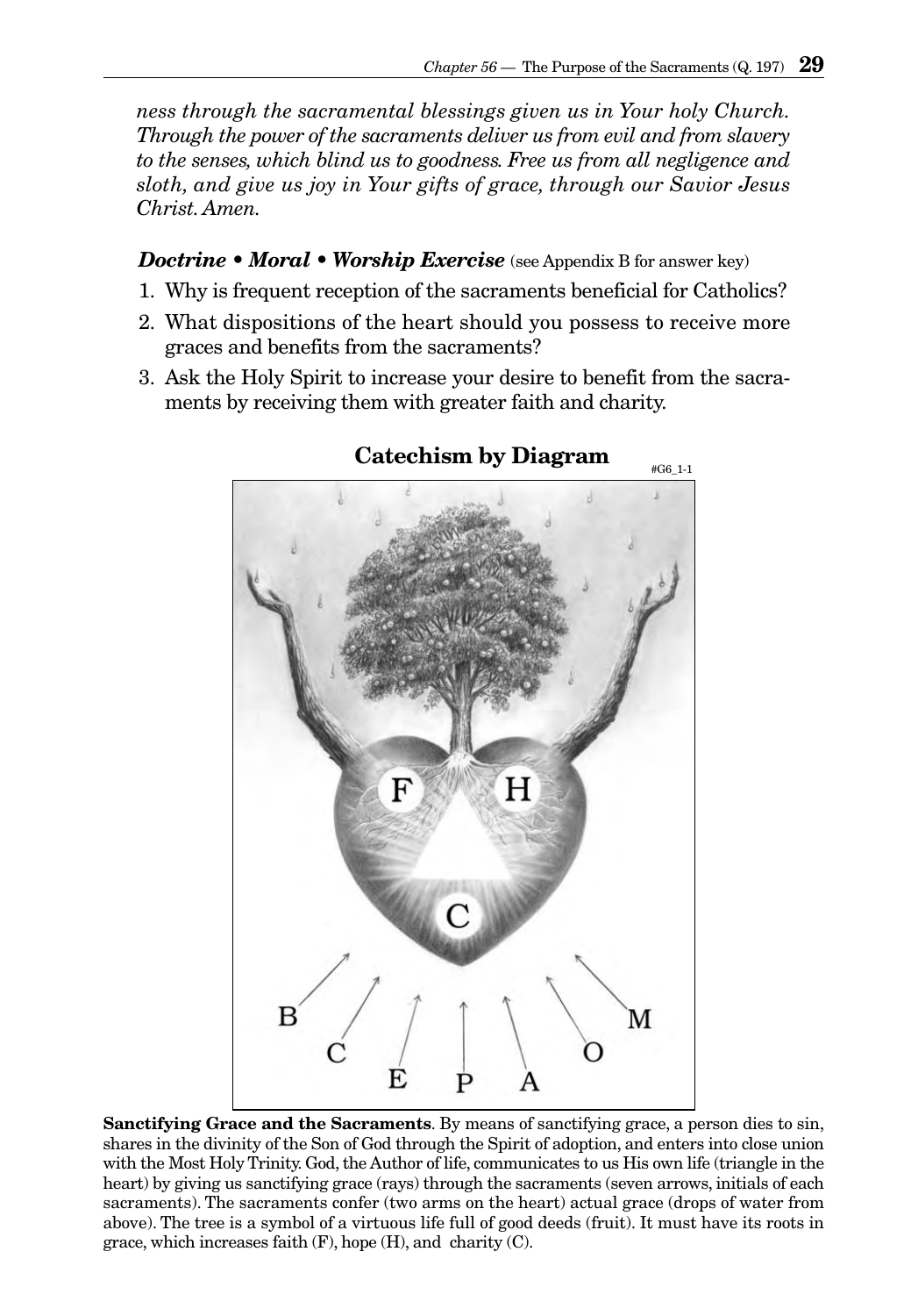*ness through the sacramental blessings given us in Your holy Church. Through the power of the sacraments deliver us from evil and from slavery to the senses, which blind us to goodness. Free us from all negligence and sloth, and give us joy in Your gifts of grace, through our Savior Jesus Christ. Amen.*

***Doctrine • Moral • Worship Exercise*** (see Appendix B for answer key)

1. Why is frequent reception of the sacraments beneficial for Catholics?
2. What dispositions of the heart should you possess to receive more graces and benefits from the sacraments?
3. Ask the Holy Spirit to increase your desire to benefit from the sacraments by receiving them with greater faith and charity.

## Catechism by Diagram

#G6_1-1

**Sanctifying Grace and the Sacraments**. By means of sanctifying grace, a person dies to sin, shares in the divinity of the Son of God through the Spirit of adoption, and enters into close union with the Most Holy Trinity. God, the Author of life, communicates to us His own life (triangle in the heart) by giving us sanctifying grace (rays) through the sacraments (seven arrows, initials of each sacraments). The sacraments confer (two arms on the heart) actual grace (drops of water from above). The tree is a symbol of a virtuous life full of good deeds (fruit). It must have its roots in grace, which increases faith (F), hope (H), and charity (C).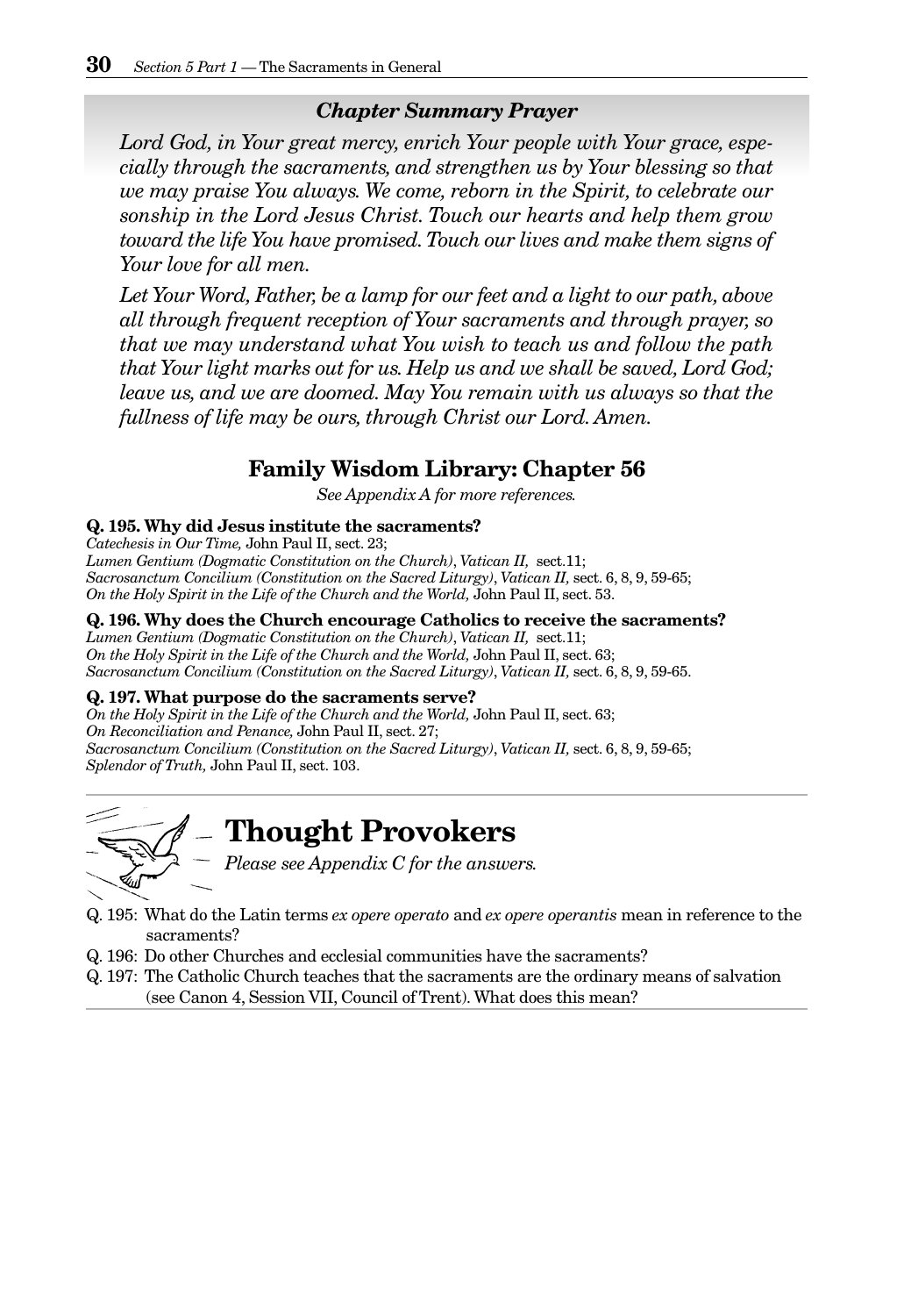### *Chapter Summary Prayer*

*Lord God, in Your great mercy, enrich Your people with Your grace, especially through the sacraments, and strengthen us by Your blessing so that we may praise You always. We come, reborn in the Spirit, to celebrate our sonship in the Lord Jesus Christ. Touch our hearts and help them grow toward the life You have promised. Touch our lives and make them signs of Your love for all men.*

*Let Your Word, Father, be a lamp for our feet and a light to our path, above all through frequent reception of Your sacraments and through prayer, so that we may understand what You wish to teach us and follow the path that Your light marks out for us. Help us and we shall be saved, Lord God; leave us, and we are doomed. May You remain with us always so that the fullness of life may be ours, through Christ our Lord. Amen.*

## Family Wisdom Library: Chapter 56

*See Appendix A for more references.*

**Q. 195. Why did Jesus institute the sacraments?**
*Catechesis in Our Time,* John Paul II, sect. 23;
*Lumen Gentium (Dogmatic Constitution on the Church)*, *Vatican II,* sect.11;
*Sacrosanctum Concilium (Constitution on the Sacred Liturgy)*, *Vatican II,* sect. 6, 8, 9, 59-65;
*On the Holy Spirit in the Life of the Church and the World,* John Paul II, sect. 53.

**Q. 196. Why does the Church encourage Catholics to receive the sacraments?**
*Lumen Gentium (Dogmatic Constitution on the Church)*, *Vatican II,* sect.11;
*On the Holy Spirit in the Life of the Church and the World,* John Paul II, sect. 63;
*Sacrosanctum Concilium (Constitution on the Sacred Liturgy)*, *Vatican II,* sect. 6, 8, 9, 59-65.

**Q. 197. What purpose do the sacraments serve?**
*On the Holy Spirit in the Life of the Church and the World,* John Paul II, sect. 63;
*On Reconciliation and Penance,* John Paul II, sect. 27;
*Sacrosanctum Concilium (Constitution on the Sacred Liturgy)*, *Vatican II,* sect. 6, 8, 9, 59-65;
*Splendor of Truth,* John Paul II, sect. 103.

## Thought Provokers

*Please see Appendix C for the answers.*

Q. 195: What do the Latin terms *ex opere operato* and *ex opere operantis* mean in reference to the sacraments?

Q. 196: Do other Churches and ecclesial communities have the sacraments?

Q. 197: The Catholic Church teaches that the sacraments are the ordinary means of salvation (see Canon 4, Session VII, Council of Trent). What does this mean?